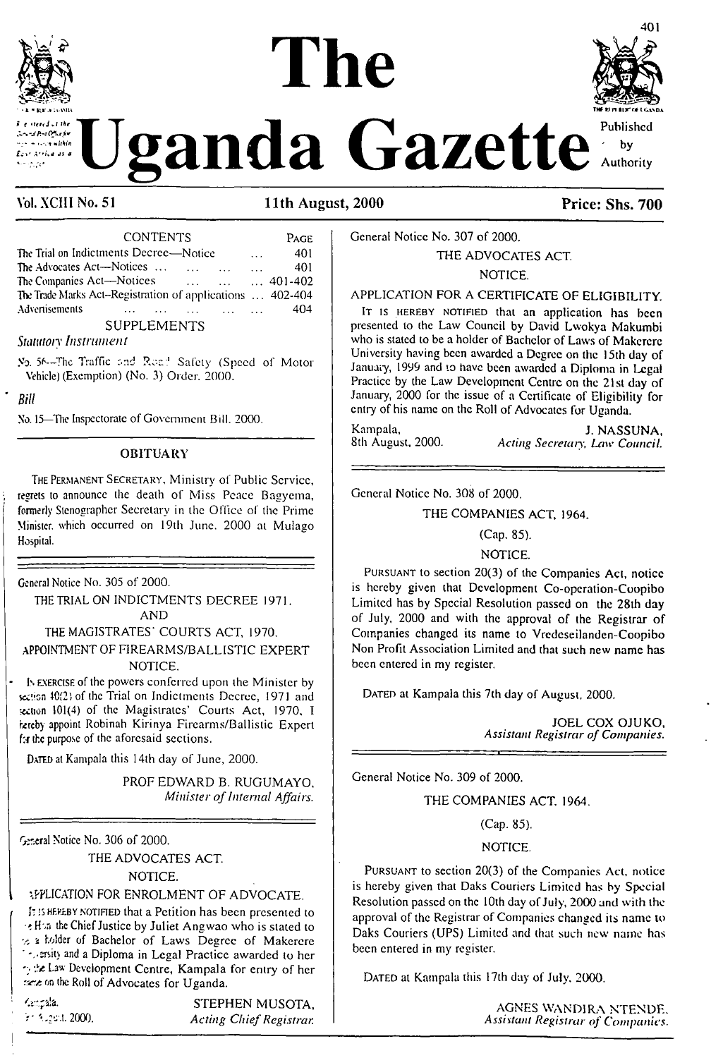# The Uganda Gazette

Published by Authority

Vol. XCIII No. 51 — 11th August, 2000 — Price: Shs. 700

| CONTENTS | PAGE |
|---|---|
| The Trial on Indictments Decree—Notice ... | 401 |
| The Advocates Act—Notices ... ... ... ... | 401 |
| The Companies Act—Notices ... ... ... | 401-402 |
| The Trade Marks Act–Registration of applications ... | 402-404 |
| Advertisements ... ... ... ... ... | 404 |

SUPPLEMENTS

*Statutory Instrument*

No. 56—The Traffic and Road Safety (Speed of Motor Vehicle) (Exemption) (No. 3) Order. 2000.

*Bill*

No. 15—The Inspectorate of Government Bill. 2000.

## OBITUARY

The Permanent Secretary, Ministry of Public Service, regrets to announce the death of Miss Peace Bagyema, formerly Stenographer Secretary in the Office of the Prime Minister, which occurred on 19th June. 2000 at Mulago Hospital.

---

General Notice No. 305 of 2000.

THE TRIAL ON INDICTMENTS DECREE 1971, AND THE MAGISTRATES' COURTS ACT, 1970.

APPOINTMENT OF FIREARMS/BALLISTIC EXPERT

NOTICE.

In exercise of the powers conferred upon the Minister by section 40(2) of the Trial on Indictments Decree, 1971 and section 101(4) of the Magistrates' Courts Act, 1970, I hereby appoint Robinah Kirinya Firearms/Ballistic Expert for the purpose of the aforesaid sections.

Dated at Kampala this 14th day of June, 2000.

PROF EDWARD B. RUGUMAYO,
*Minister of Internal Affairs.*

---

General Notice No. 306 of 2000.

THE ADVOCATES ACT.

NOTICE.

APPLICATION FOR ENROLMENT OF ADVOCATE.

It is hereby notified that a Petition has been presented to the Hon. the Chief Justice by Juliet Angwao who is stated to be a holder of Bachelor of Laws Degree of Makerere University and a Diploma in Legal Practice awarded to her by the Law Development Centre, Kampala for entry of her name on the Roll of Advocates for Uganda.

Kampala,
7th August, 2000.

STEPHEN MUSOTA,
*Acting Chief Registrar.*

---

General Notice No. 307 of 2000.

THE ADVOCATES ACT.

NOTICE.

APPLICATION FOR A CERTIFICATE OF ELIGIBILITY.

It is hereby notified that an application has been presented to the Law Council by David Lwokya Makumbi who is stated to be a holder of Bachelor of Laws of Makerere University having been awarded a Degree on the 15th day of January, 1999 and to have been awarded a Diploma in Legal Practice by the Law Development Centre on the 21st day of January, 2000 for the issue of a Certificate of Eligibility for entry of his name on the Roll of Advocates for Uganda.

Kampala,
8th August, 2000.

J. NASSUNA,
*Acting Secretary, Law Council.*

---

General Notice No. 308 of 2000.

THE COMPANIES ACT, 1964.

(Cap. 85).

NOTICE.

Pursuant to section 20(3) of the Companies Act, notice is hereby given that Development Co-operation-Coopibo Limited has by Special Resolution passed on the 28th day of July, 2000 and with the approval of the Registrar of Companies changed its name to Vredeseilanden-Coopibo Non Profit Association Limited and that such new name has been entered in my register.

Dated at Kampala this 7th day of August, 2000.

JOEL COX OJUKO,
*Assistant Registrar of Companies.*

---

General Notice No. 309 of 2000.

THE COMPANIES ACT. 1964.

(Cap. 85).

NOTICE.

Pursuant to section 20(3) of the Companies Act, notice is hereby given that Daks Couriers Limited has by Special Resolution passed on the 10th day of July, 2000 and with the approval of the Registrar of Companies changed its name to Daks Couriers (UPS) Limited and that such new name has been entered in my register.

Dated at Kampala this 17th day of July, 2000.

AGNES WANDIRA NTENDE,
*Assistant Registrar of Companies.*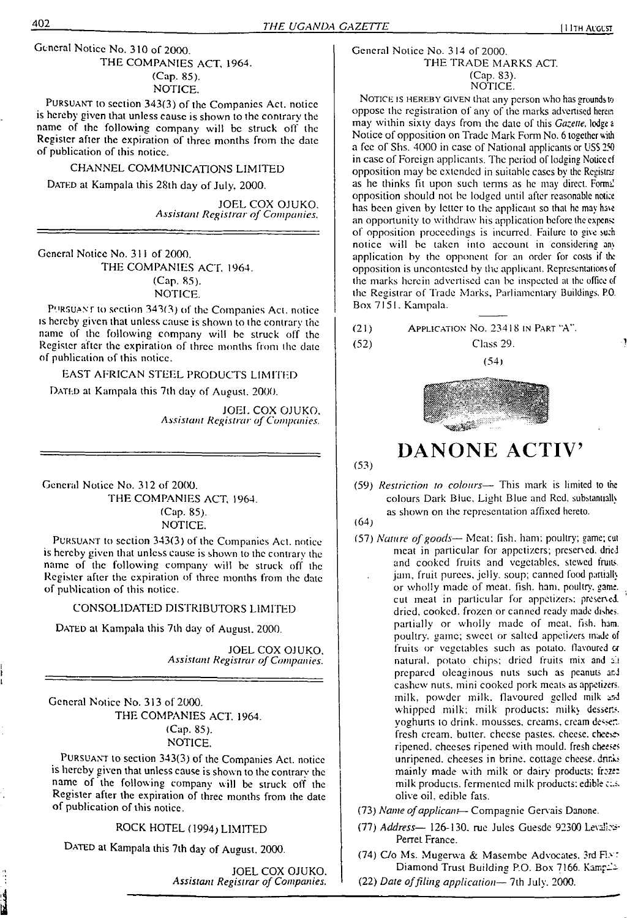General Notice No. 310 of 2000.

THE COMPANIES ACT, 1964.

(Cap. 85).

NOTICE.

PURSUANT to section 343(3) of the Companies Act, notice is hereby given that unless cause is shown to the contrary the name of the following company will be struck off the Register after the expiration of three months from the date of publication of this notice.

CHANNEL COMMUNICATIONS LIMITED

DATED at Kampala this 28th day of July, 2000.

JOEL COX OJUKO,
*Assistant Registrar of Companies.*

---

General Notice No. 311 of 2000.

THE COMPANIES ACT, 1964.

(Cap. 85).

NOTICE.

PURSUANT to section 343(3) of the Companies Act, notice is hereby given that unless cause is shown to the contrary the name of the following company will be struck off the Register after the expiration of three months from the date of publication of this notice.

EAST AFRICAN STEEL PRODUCTS LIMITED

DATED at Kampala this 7th day of August, 2000.

JOEL COX OJUKO,
*Assistant Registrar of Companies.*

---

General Notice No. 312 of 2000.

THE COMPANIES ACT, 1964.

(Cap. 85).

NOTICE.

PURSUANT to section 343(3) of the Companies Act, notice is hereby given that unless cause is shown to the contrary the name of the following company will be struck off the Register after the expiration of three months from the date of publication of this notice.

CONSOLIDATED DISTRIBUTORS LIMITED

DATED at Kampala this 7th day of August, 2000.

JOEL COX OJUKO,
*Assistant Registrar of Companies.*

---

General Notice No. 313 of 2000.

THE COMPANIES ACT, 1964.

(Cap. 85).

NOTICE.

PURSUANT to section 343(3) of the Companies Act, notice is hereby given that unless cause is shown to the contrary the name of the following company will be struck off the Register after the expiration of three months from the date of publication of this notice.

ROCK HOTEL (1994) LIMITED

DATED at Kampala this 7th day of August, 2000.

JOEL COX OJUKO,
*Assistant Registrar of Companies.*

---

General Notice No. 314 of 2000.

THE TRADE MARKS ACT.

(Cap. 83).

NOTICE.

NOTICE IS HEREBY GIVEN that any person who has grounds to oppose the registration of any of the marks advertised herein may within sixty days from the date of this *Gazette*, lodge a Notice of opposition on Trade Mark Form No. 6 together with a fee of Shs. 4000 in case of National applicants or US$ 250 in case of Foreign applicants. The period of lodging Notice of opposition may be extended in suitable cases by the Registrar as he thinks fit upon such terms as he may direct. Formal opposition should not be lodged until after reasonable notice has been given by letter to the applicant so that he may have an opportunity to withdraw his application before the expense of opposition proceedings is incurred. Failure to give such notice will be taken into account in considering any application by the opponent for an order for costs if the opposition is uncontested by the applicant. Representations of the marks herein advertised can be inspected at the office of the Registrar of Trade Marks, Parliamentary Buildings, P.O. Box 7151, Kampala.

(21) APPLICATION NO. 23418 IN PART "A".

(52) Class 29.

(54)

**DANONE ACTIV'**

(53)

(59) *Restriction to colours*— This mark is limited to the colours Dark Blue, Light Blue and Red, substantially as shown on the representation affixed hereto.

(64)

(57) *Nature of goods*— Meat; fish, ham; poultry; game; cut meat in particular for appetizers; preserved, dried and cooked fruits and vegetables, stewed fruits, jam, fruit purees, jelly, soup; canned food partially or wholly made of meat, fish, ham, poultry, game, cut meat in particular for appetizers; preserved, dried, cooked, frozen or canned ready made dishes, partially or wholly made of meat, fish, ham, poultry, game; sweet or salted appetizers made of fruits or vegetables such as potato, flavoured or natural, potato chips; dried fruits mix and all prepared oleaginous nuts such as peanuts and cashew nuts, mini cooked pork meats as appetizers, milk, powder milk, flavoured gelled milk and whipped milk; milk products; milky desserts, yoghurts to drink, mousses, creams, cream desserts, fresh cream, butter, cheese pastes, cheese, cheeses ripened, cheeses ripened with mould, fresh cheeses unripened, cheeses in brine, cottage cheese, drinks mainly made with milk or dairy products; frozen milk products, fermented milk products; edible oils, olive oil, edible fats.

(73) *Name of applicant*— Compagnie Gervais Danone.

(77) *Address*— 126-130, rue Jules Guesde 92300 Levallois-Perret France.

(74) C/o Ms. Mugerwa & Masembe Advocates, 3rd Floor Diamond Trust Building P.O. Box 7166, Kampala.

(22) *Date of filing application*— 7th July, 2000.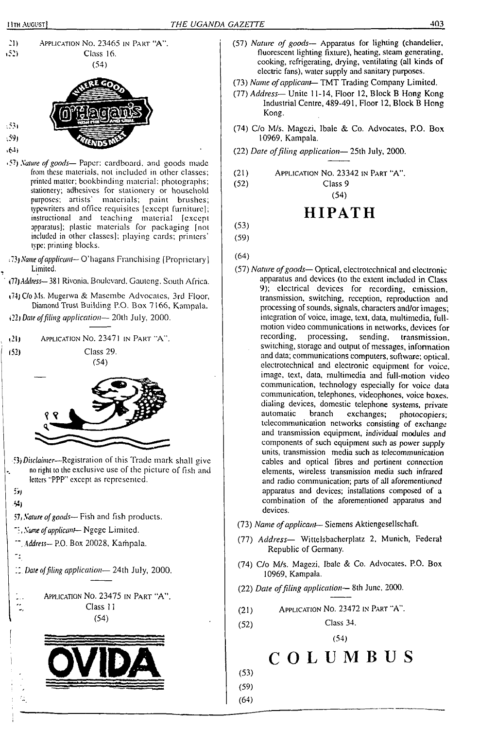(21) APPLICATION No. 23465 IN PART "A".

(52) Class 16.

(54)

(53)

(59)

(64)

(57) *Nature of goods*— Paper; cardboard, and goods made from these materials, not included in other classes; printed matter; bookbinding material; photographs; stationery; adhesives for stationery or household purposes; artists' materials; paint brushes; typewriters and office requisites [except furniture]; instructional and teaching material [except apparatus]; plastic materials for packaging [not included in other classes]; playing cards; printers' type; printing blocks.

(73) *Name of applicant*— O'hagans Franchising [Proprietary] Limited.

(77) *Address*— 381 Rivonia, Boulevard, Gauteng, South Africa.

(74) C/o M/s. Mugerwa & Masembe Advocates, 3rd Floor, Diamond Trust Building P.O. Box 7166, Kampala.

(22) *Date of filing application*— 20th July, 2000.

---

(21) APPLICATION No. 23471 IN PART "A".

(52) Class 29.

(54)

(53) *Disclaimer*—Registration of this Trade mark shall give no right to the exclusive use of the picture of fish and letters "PPP" except as represented.

(59)

(64)

(57) *Nature of goods*— Fish and fish products.

(73) *Name of applicant*— Ngege Limited.

(77) *Address*— P.O. Box 20028, Kampala.

(74)

(22) *Date of filing application*— 24th July, 2000.

---

(21) APPLICATION No. 23475 IN PART "A".

(52) Class 11

(54)

OVIDA

(57) *Nature of goods*— Apparatus for lighting (chandelier, fluorescent lighting fixture), heating, steam generating, cooking, refrigerating, drying, ventilating (all kinds of electric fans), water supply and sanitary purposes.

(73) *Name of applicant*— TMT Trading Company Limited.

(77) *Address*— Unite 11-14, Floor 12, Block B Hong Kong Industrial Centre, 489-491, Floor 12, Block B Hong Kong.

(74) C/o M/s. Magezi, Ibale & Co. Advocates, P.O. Box 10969, Kampala.

(22) *Date of filing application*— 25th July, 2000.

---

(21) APPLICATION No. 23342 IN PART "A".

(52) Class 9

(54)

# HIPATH

(53)

(59)

(64)

(57) *Nature of goods*— Optical, electrotechnical and electronic apparatus and devices (to the extent included in Class 9); electrical devices for recording, emission, transmission, switching, reception, reproduction and processing of sounds, signals, characters and/or images; integration of voice, image, text, data, multimedia, full-motion video communications in networks, devices for recording, processing, sending, transmission, switching, storage and output of messages, information and data; communications computers, software; optical, electrotechnical and electronic equipment for voice, image, text, data, multimedia and full-motion video communication, technology especially for voice data communication, telephones, videophones, voice boxes, dialing devices, domestic telephone systems, private automatic branch exchanges; photocopiers; telecommunication networks consisting of exchange and transmission equipment, individual modules and components of such equipment such as power supply units, transmission media such as telecommunication cables and optical fibres and pertinent connection elements, wireless transmission media such infrared and radio communication; parts of all aforementioned apparatus and devices; installations composed of a combination of the aforementioned apparatus and devices.

(73) *Name of applicant*— Siemens Aktiengesellschaft.

(77) *Address*— Wittelsbacherplatz 2, Munich, Federal Republic of Germany.

(74) C/o M/s. Magezi, Ibale & Co. Advocates, P.O. Box 10969, Kampala.

(22) *Date of filing application*— 8th June, 2000.

---

(21) APPLICATION No. 23472 IN PART "A".

(52) Class 34.

(54)

# C O L U M B U S

(53)

(59)

(64)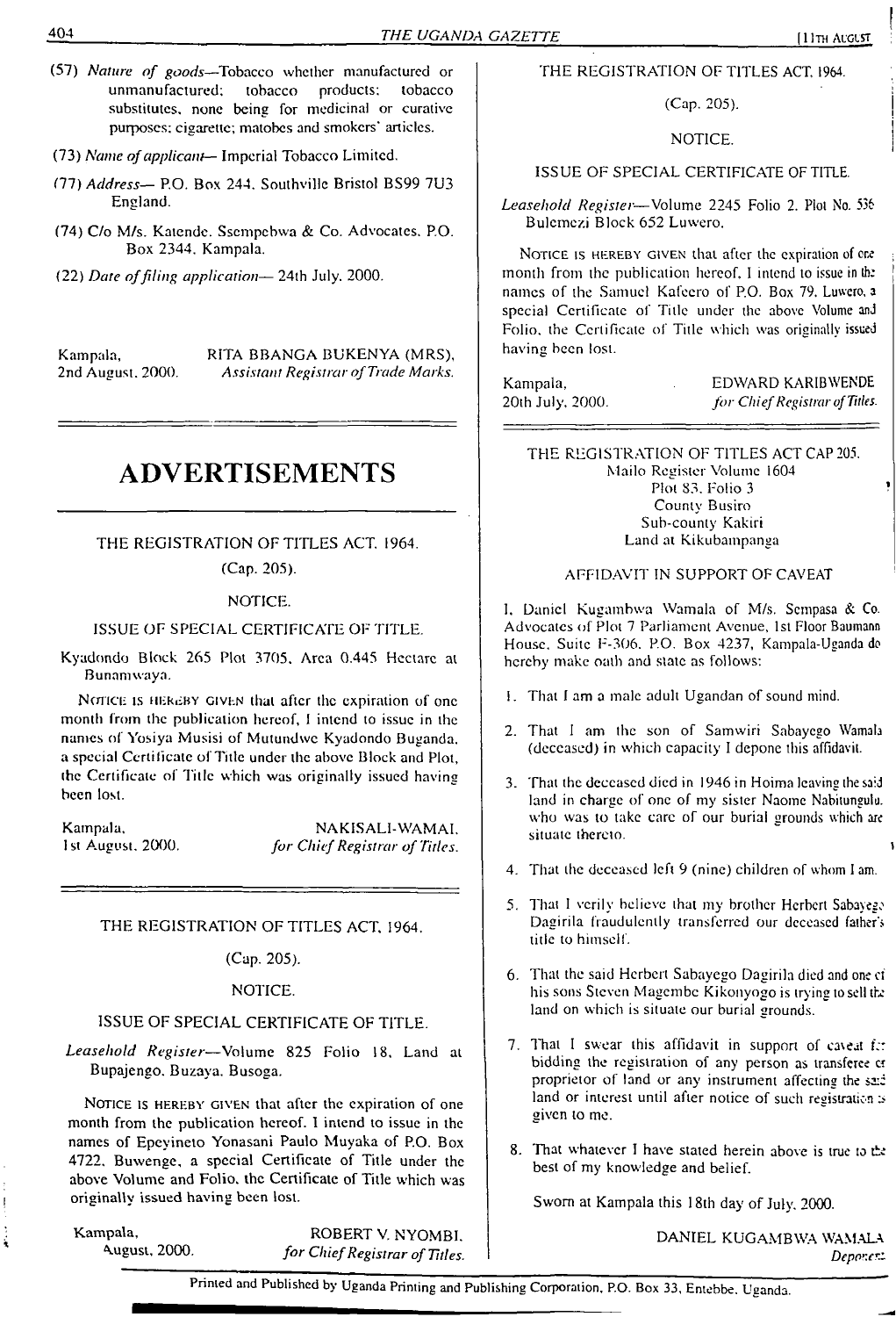(57) *Nature of goods*—Tobacco whether manufactured or unmanufactured; tobacco products; tobacco substitutes, none being for medicinal or curative purposes; cigarette; matobes and smokers' articles.

(73) *Name of applicant*— Imperial Tobacco Limited.

(77) *Address*— P.O. Box 244, Southville Bristol BS99 7U3 England.

(74) C/o M/s. Katende, Ssempebwa & Co. Advocates, P.O. Box 2344, Kampala.

(22) *Date of filing application*— 24th July, 2000.

Kampala,
2nd August, 2000.

RITA BBANGA BUKENYA (MRS),
*Assistant Registrar of Trade Marks.*

# ADVERTISEMENTS

THE REGISTRATION OF TITLES ACT, 1964.

(Cap. 205).

NOTICE.

ISSUE OF SPECIAL CERTIFICATE OF TITLE.

Kyadondo Block 265 Plot 3705, Area 0.445 Hectare at Bunamwaya.

NOTICE IS HEREBY GIVEN that after the expiration of one month from the publication hereof, I intend to issue in the names of Yosiya Musisi of Mutundwe Kyadondo Buganda, a special Certificate of Title under the above Block and Plot, the Certificate of Title which was originally issued having been lost.

Kampala,
1st August, 2000.

NAKISALI-WAMAI,
*for Chief Registrar of Titles.*

THE REGISTRATION OF TITLES ACT, 1964.

(Cap. 205).

NOTICE.

ISSUE OF SPECIAL CERTIFICATE OF TITLE.

*Leasehold Register*—Volume 825 Folio 18, Land at Bupajengo, Buzaya, Busoga.

NOTICE IS HEREBY GIVEN that after the expiration of one month from the publication hereof, I intend to issue in the names of Epeyineto Yonasani Paulo Muyaka of P.O. Box 4722, Buwenge, a special Certificate of Title under the above Volume and Folio, the Certificate of Title which was originally issued having been lost.

Kampala,
August, 2000.

ROBERT V. NYOMBI,
*for Chief Registrar of Titles.*

THE REGISTRATION OF TITLES ACT, 1964.

(Cap. 205).

NOTICE.

ISSUE OF SPECIAL CERTIFICATE OF TITLE.

*Leasehold Register*—Volume 2245 Folio 2, Plot No. 536 Bulemezi Block 652 Luwero.

NOTICE IS HEREBY GIVEN that after the expiration of one month from the publication hereof, I intend to issue in the names of the Samuel Kafeero of P.O. Box 79, Luwero, a special Certificate of Title under the above Volume and Folio, the Certificate of Title which was originally issued having been lost.

Kampala,
20th July, 2000.

EDWARD KARIBWENDE
*for Chief Registrar of Titles.*

THE REGISTRATION OF TITLES ACT CAP 205.
Mailo Register Volume 1604
Plot 83, Folio 3
County Busiro
Sub-county Kakiri
Land at Kikubampanga

AFFIDAVIT IN SUPPORT OF CAVEAT

I, Daniel Kugambwa Wamala of M/s. Sempasa & Co. Advocates of Plot 7 Parliament Avenue, 1st Floor Baumann House, Suite F-306, P.O. Box 4237, Kampala-Uganda do hereby make oath and state as follows:

1. That I am a male adult Ugandan of sound mind.
2. That I am the son of Samwiri Sabayego Wamala (deceased) in which capacity I depone this affidavit.
3. That the deceased died in 1946 in Hoima leaving the said land in charge of one of my sister Naome Nabitungulu, who was to take care of our burial grounds which are situate thereto.
4. That the deceased left 9 (nine) children of whom I am.
5. That I verily believe that my brother Herbert Sabayego Dagirila fraudulently transferred our deceased father's title to himself.
6. That the said Herbert Sabayego Dagirila died and one of his sons Steven Magembe Kikonyogo is trying to sell the land on which is situate our burial grounds.
7. That I swear this affidavit in support of caveat forbidding the registration of any person as transferee or proprietor of land or any instrument affecting the said land or interest until after notice of such registration is given to me.
8. That whatever I have stated herein above is true to the best of my knowledge and belief.

Sworn at Kampala this 18th day of July, 2000.

DANIEL KUGAMBWA WAMALA
*Deponent.*

Printed and Published by Uganda Printing and Publishing Corporation, P.O. Box 33, Entebbe, Uganda.